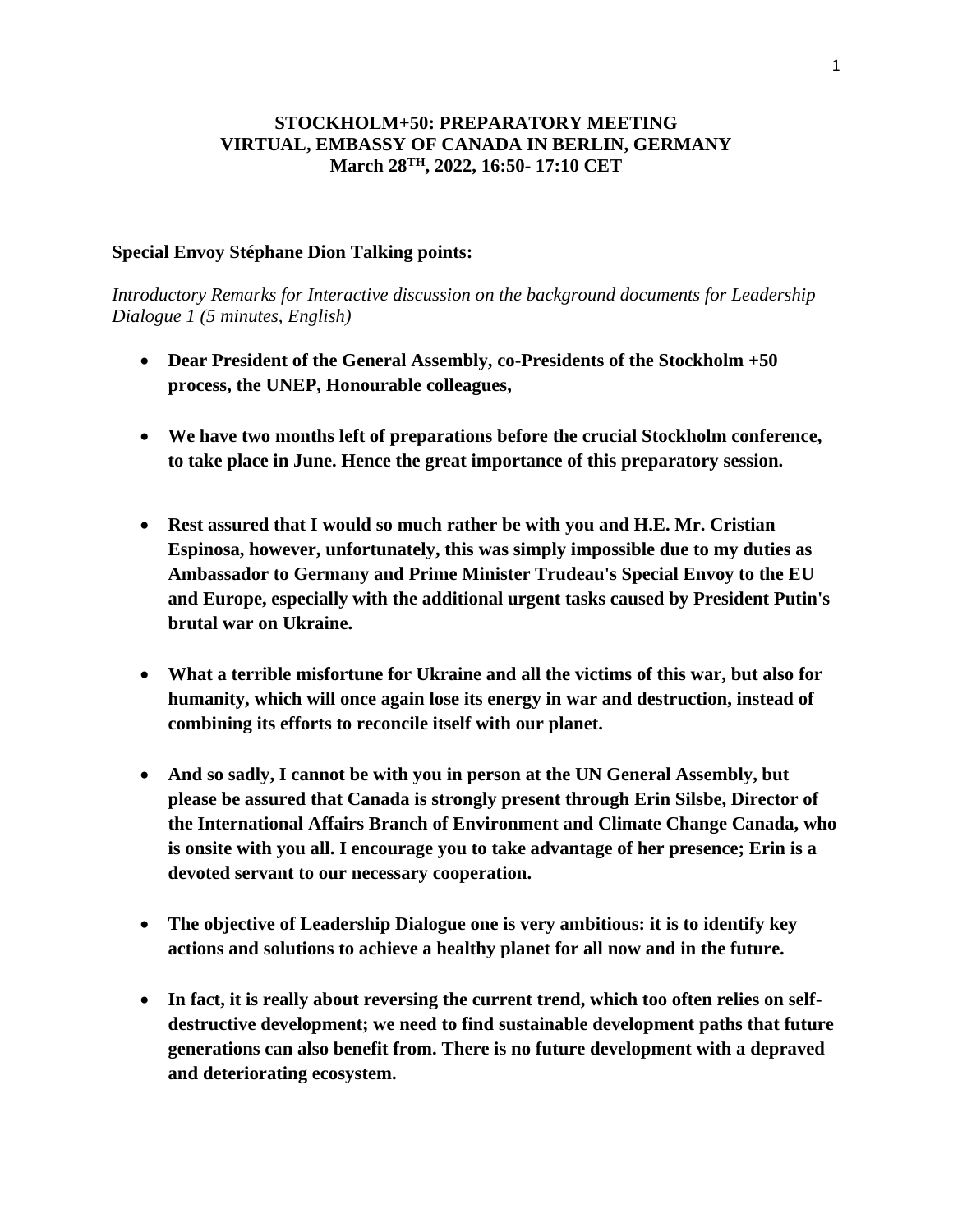**STOCKHOLM+50: PREPARATORY MEETING**
**VIRTUAL, EMBASSY OF CANADA IN BERLIN, GERMANY**
**March 28TH, 2022, 16:50- 17:10 CET**

**Special Envoy Stéphane Dion Talking points:**

*Introductory Remarks for Interactive discussion on the background documents for Leadership Dialogue 1 (5 minutes, English)*

- **Dear President of the General Assembly, co-Presidents of the Stockholm +50 process, the UNEP, Honourable colleagues,**

- **We have two months left of preparations before the crucial Stockholm conference, to take place in June. Hence the great importance of this preparatory session.**

- **Rest assured that I would so much rather be with you and H.E. Mr. Cristian Espinosa, however, unfortunately, this was simply impossible due to my duties as Ambassador to Germany and Prime Minister Trudeau's Special Envoy to the EU and Europe, especially with the additional urgent tasks caused by President Putin's brutal war on Ukraine.**

- **What a terrible misfortune for Ukraine and all the victims of this war, but also for humanity, which will once again lose its energy in war and destruction, instead of combining its efforts to reconcile itself with our planet.**

- **And so sadly, I cannot be with you in person at the UN General Assembly, but please be assured that Canada is strongly present through Erin Silsbe, Director of the International Affairs Branch of Environment and Climate Change Canada, who is onsite with you all. I encourage you to take advantage of her presence; Erin is a devoted servant to our necessary cooperation.**

- **The objective of Leadership Dialogue one is very ambitious: it is to identify key actions and solutions to achieve a healthy planet for all now and in the future.**

- **In fact, it is really about reversing the current trend, which too often relies on self-destructive development; we need to find sustainable development paths that future generations can also benefit from. There is no future development with a depraved and deteriorating ecosystem.**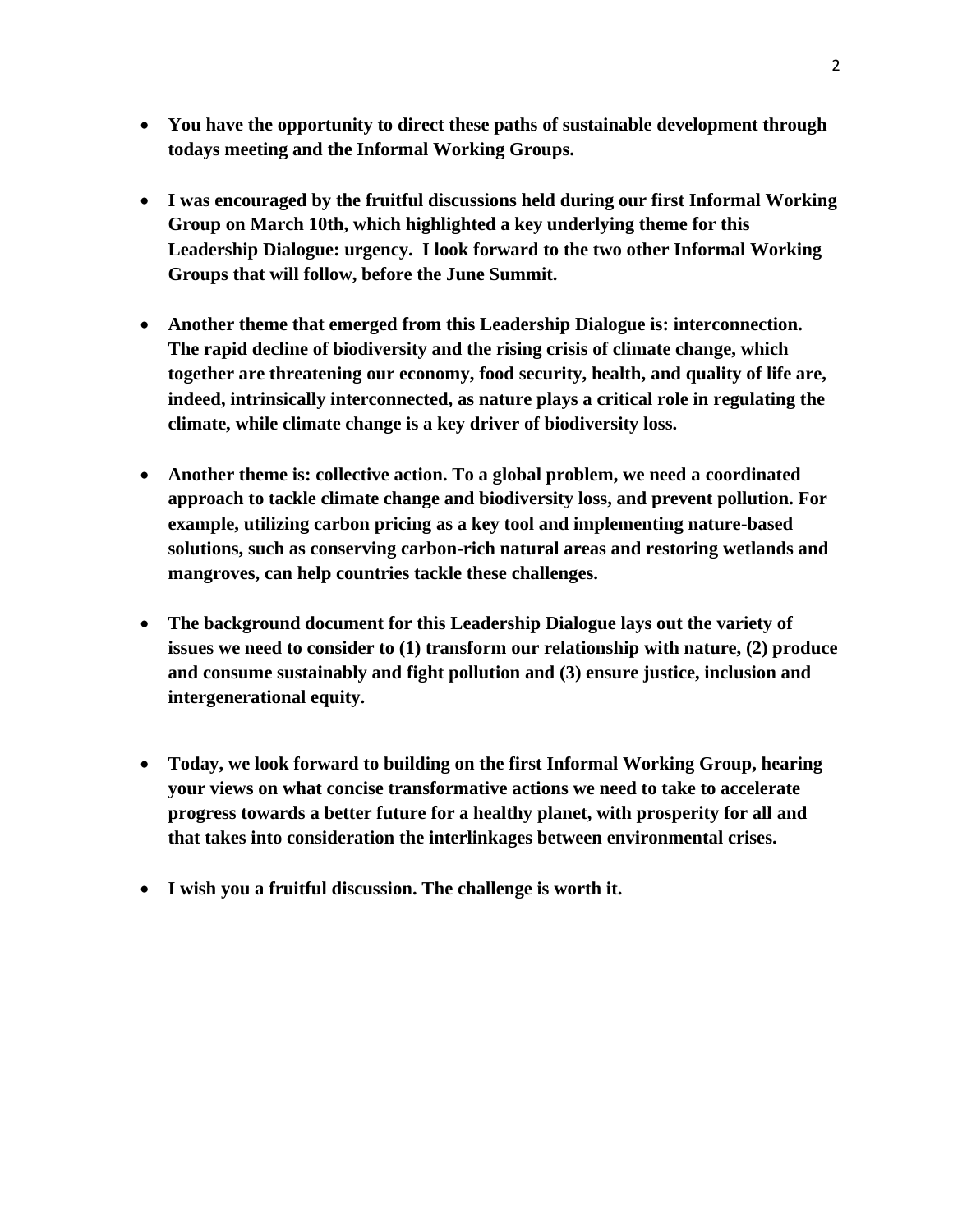- **You have the opportunity to direct these paths of sustainable development through todays meeting and the Informal Working Groups.**

- **I was encouraged by the fruitful discussions held during our first Informal Working Group on March 10th, which highlighted a key underlying theme for this Leadership Dialogue: urgency. I look forward to the two other Informal Working Groups that will follow, before the June Summit.**

- **Another theme that emerged from this Leadership Dialogue is: interconnection. The rapid decline of biodiversity and the rising crisis of climate change, which together are threatening our economy, food security, health, and quality of life are, indeed, intrinsically interconnected, as nature plays a critical role in regulating the climate, while climate change is a key driver of biodiversity loss.**

- **Another theme is: collective action. To a global problem, we need a coordinated approach to tackle climate change and biodiversity loss, and prevent pollution. For example, utilizing carbon pricing as a key tool and implementing nature-based solutions, such as conserving carbon-rich natural areas and restoring wetlands and mangroves, can help countries tackle these challenges.**

- **The background document for this Leadership Dialogue lays out the variety of issues we need to consider to (1) transform our relationship with nature, (2) produce and consume sustainably and fight pollution and (3) ensure justice, inclusion and intergenerational equity.**

- **Today, we look forward to building on the first Informal Working Group, hearing your views on what concise transformative actions we need to take to accelerate progress towards a better future for a healthy planet, with prosperity for all and that takes into consideration the interlinkages between environmental crises.**

- **I wish you a fruitful discussion. The challenge is worth it.**